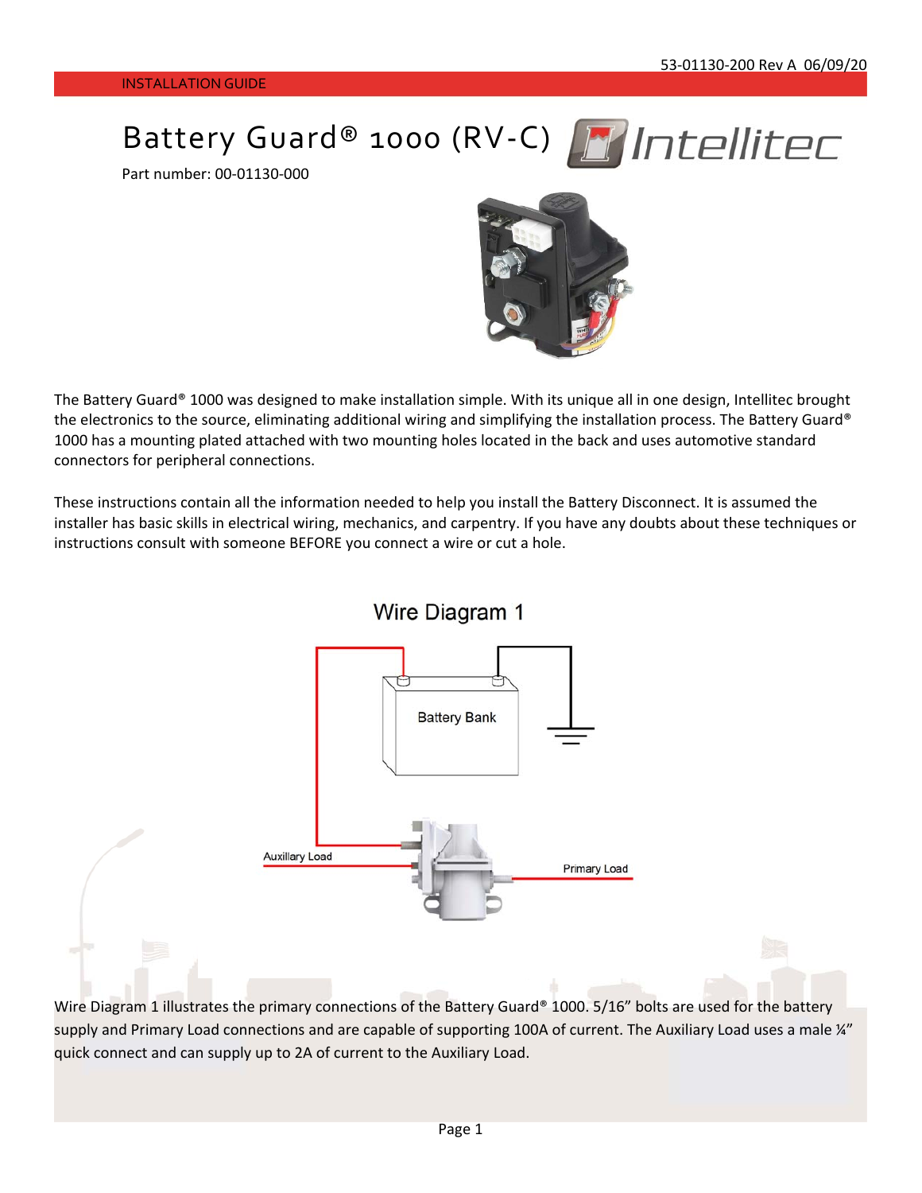# Battery Guard® 1000 (RV-C)

Part number: 00-01130-000

The Battery Guard® 1000 was designed to make installation simple. With its unique all in one design, Intellitec brought the electronics to the source, eliminating additional wiring and simplifying the installation process. The Battery Guard® 1000 has a mounting plated attached with two mounting holes located in the back and uses automotive standard connectors for peripheral connections.

These instructions contain all the information needed to help you install the Battery Disconnect. It is assumed the installer has basic skills in electrical wiring, mechanics, and carpentry. If you have any doubts about these techniques or instructions consult with someone BEFORE you connect a wire or cut a hole.

## Wire Diagram 1

Battery Bank

Auxillary Load

Primary Load

Wire Diagram 1 illustrates the primary connections of the Battery Guard® 1000. 5/16" bolts are used for the battery supply and Primary Load connections and are capable of supporting 100A of current. The Auxiliary Load uses a male ¼" quick connect and can supply up to 2A of current to the Auxiliary Load.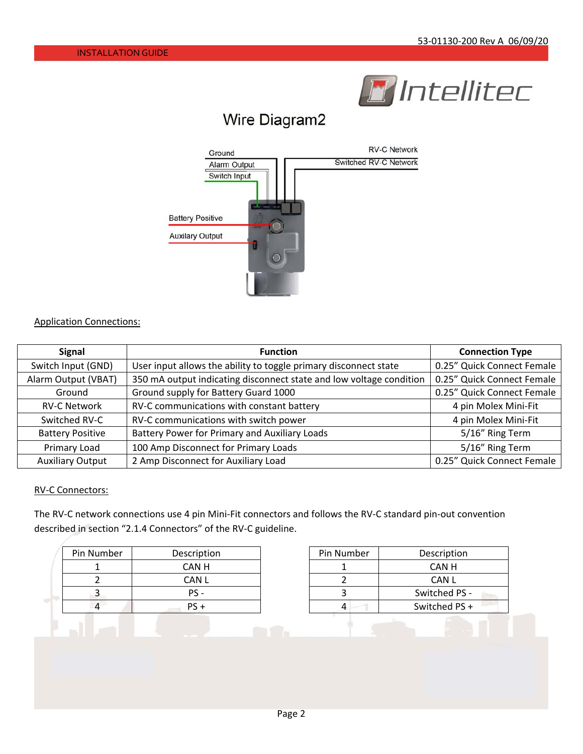# Wire Diagram2

Ground

Alarm Output

Switch Input

RV-C Network

Switched RV-C Network

Battery Positive

Auxilary Output

Application Connections:

| Signal | Function | Connection Type |
|---|---|---|
| Switch Input (GND) | User input allows the ability to toggle primary disconnect state | 0.25" Quick Connect Female |
| Alarm Output (VBAT) | 350 mA output indicating disconnect state and low voltage condition | 0.25" Quick Connect Female |
| Ground | Ground supply for Battery Guard 1000 | 0.25" Quick Connect Female |
| RV-C Network | RV-C communications with constant battery | 4 pin Molex Mini-Fit |
| Switched RV-C | RV-C communications with switch power | 4 pin Molex Mini-Fit |
| Battery Positive | Battery Power for Primary and Auxiliary Loads | 5/16" Ring Term |
| Primary Load | 100 Amp Disconnect for Primary Loads | 5/16" Ring Term |
| Auxiliary Output | 2 Amp Disconnect for Auxiliary Load | 0.25" Quick Connect Female |

RV-C Connectors:

The RV-C network connections use 4 pin Mini-Fit connectors and follows the RV-C standard pin-out convention described in section "2.1.4 Connectors" of the RV-C guideline.

| Pin Number | Description |
|---|---|
| 1 | CAN H |
| 2 | CAN L |
| 3 | PS - |
| 4 | PS + |

| Pin Number | Description |
|---|---|
| 1 | CAN H |
| 2 | CAN L |
| 3 | Switched PS - |
| 4 | Switched PS + |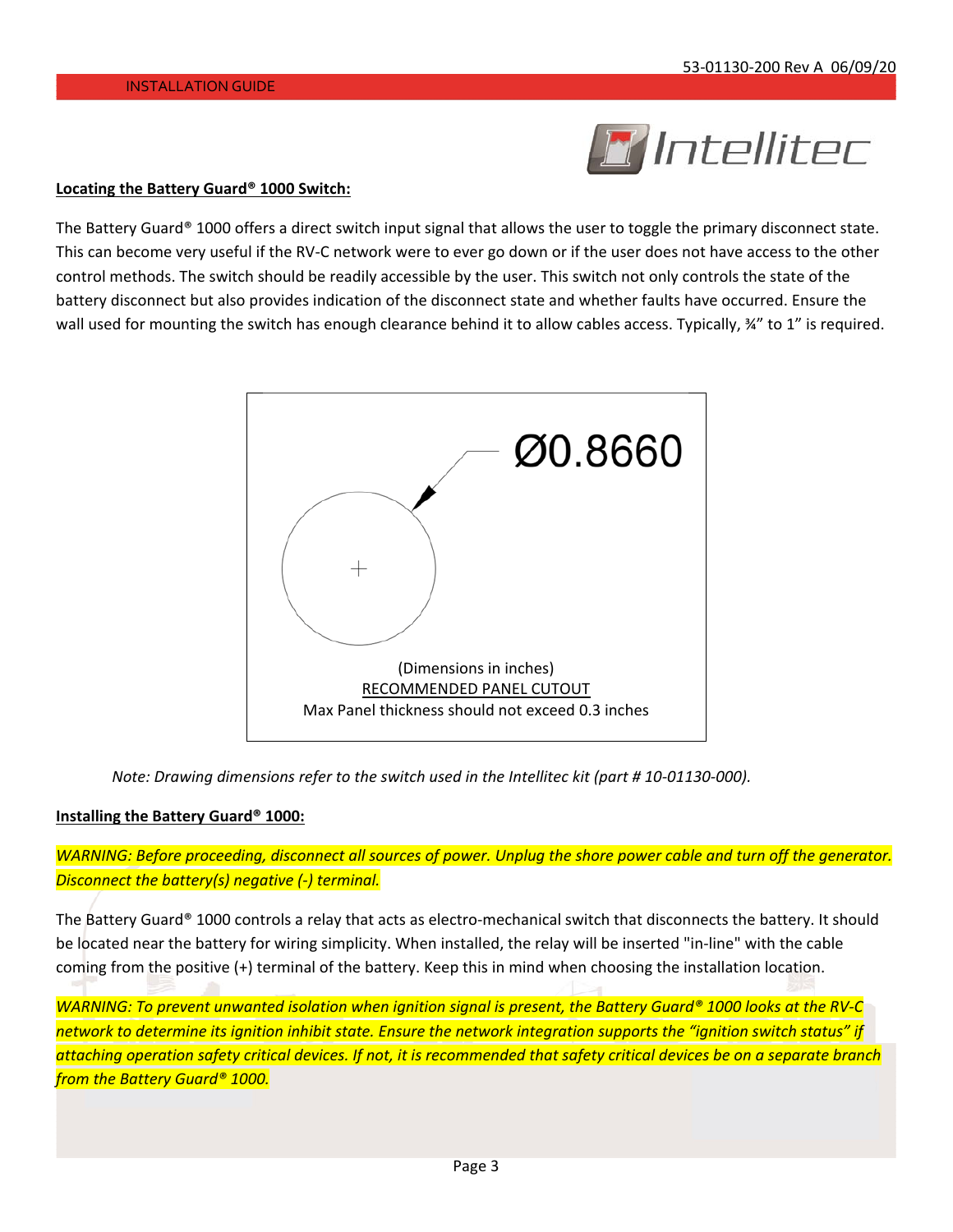#### Locating the Battery Guard® 1000 Switch:

The Battery Guard® 1000 offers a direct switch input signal that allows the user to toggle the primary disconnect state. This can become very useful if the RV-C network were to ever go down or if the user does not have access to the other control methods. The switch should be readily accessible by the user. This switch not only controls the state of the battery disconnect but also provides indication of the disconnect state and whether faults have occurred. Ensure the wall used for mounting the switch has enough clearance behind it to allow cables access. Typically, ¾" to 1" is required.

Ø0.8660

(Dimensions in inches)
RECOMMENDED PANEL CUTOUT
Max Panel thickness should not exceed 0.3 inches

*Note: Drawing dimensions refer to the switch used in the Intellitec kit (part # 10-01130-000).*

#### Installing the Battery Guard® 1000:

*WARNING: Before proceeding, disconnect all sources of power. Unplug the shore power cable and turn off the generator. Disconnect the battery(s) negative (-) terminal.*

The Battery Guard® 1000 controls a relay that acts as electro-mechanical switch that disconnects the battery. It should be located near the battery for wiring simplicity. When installed, the relay will be inserted "in-line" with the cable coming from the positive (+) terminal of the battery. Keep this in mind when choosing the installation location.

*WARNING: To prevent unwanted isolation when ignition signal is present, the Battery Guard® 1000 looks at the RV-C network to determine its ignition inhibit state. Ensure the network integration supports the "ignition switch status" if attaching operation safety critical devices. If not, it is recommended that safety critical devices be on a separate branch from the Battery Guard® 1000.*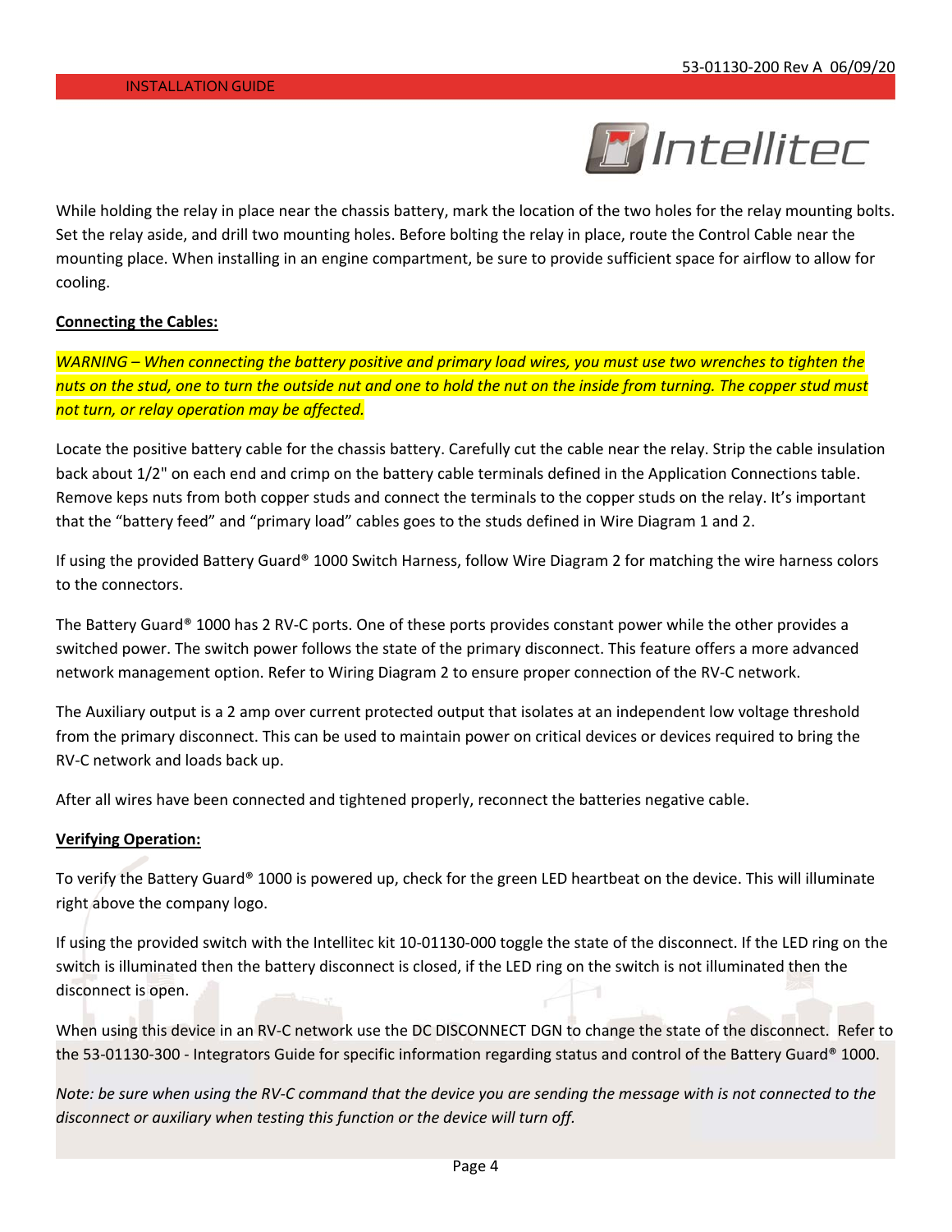While holding the relay in place near the chassis battery, mark the location of the two holes for the relay mounting bolts. Set the relay aside, and drill two mounting holes. Before bolting the relay in place, route the Control Cable near the mounting place. When installing in an engine compartment, be sure to provide sufficient space for airflow to allow for cooling.

**Connecting the Cables:**

*WARNING – When connecting the battery positive and primary load wires, you must use two wrenches to tighten the nuts on the stud, one to turn the outside nut and one to hold the nut on the inside from turning. The copper stud must not turn, or relay operation may be affected.*

Locate the positive battery cable for the chassis battery. Carefully cut the cable near the relay. Strip the cable insulation back about 1/2" on each end and crimp on the battery cable terminals defined in the Application Connections table. Remove keps nuts from both copper studs and connect the terminals to the copper studs on the relay. It's important that the "battery feed" and "primary load" cables goes to the studs defined in Wire Diagram 1 and 2.

If using the provided Battery Guard® 1000 Switch Harness, follow Wire Diagram 2 for matching the wire harness colors to the connectors.

The Battery Guard® 1000 has 2 RV-C ports. One of these ports provides constant power while the other provides a switched power. The switch power follows the state of the primary disconnect. This feature offers a more advanced network management option. Refer to Wiring Diagram 2 to ensure proper connection of the RV-C network.

The Auxiliary output is a 2 amp over current protected output that isolates at an independent low voltage threshold from the primary disconnect. This can be used to maintain power on critical devices or devices required to bring the RV-C network and loads back up.

After all wires have been connected and tightened properly, reconnect the batteries negative cable.

**Verifying Operation:**

To verify the Battery Guard® 1000 is powered up, check for the green LED heartbeat on the device. This will illuminate right above the company logo.

If using the provided switch with the Intellitec kit 10-01130-000 toggle the state of the disconnect. If the LED ring on the switch is illuminated then the battery disconnect is closed, if the LED ring on the switch is not illuminated then the disconnect is open.

When using this device in an RV-C network use the DC DISCONNECT DGN to change the state of the disconnect. Refer to the 53-01130-300 - Integrators Guide for specific information regarding status and control of the Battery Guard® 1000.

*Note: be sure when using the RV-C command that the device you are sending the message with is not connected to the disconnect or auxiliary when testing this function or the device will turn off.*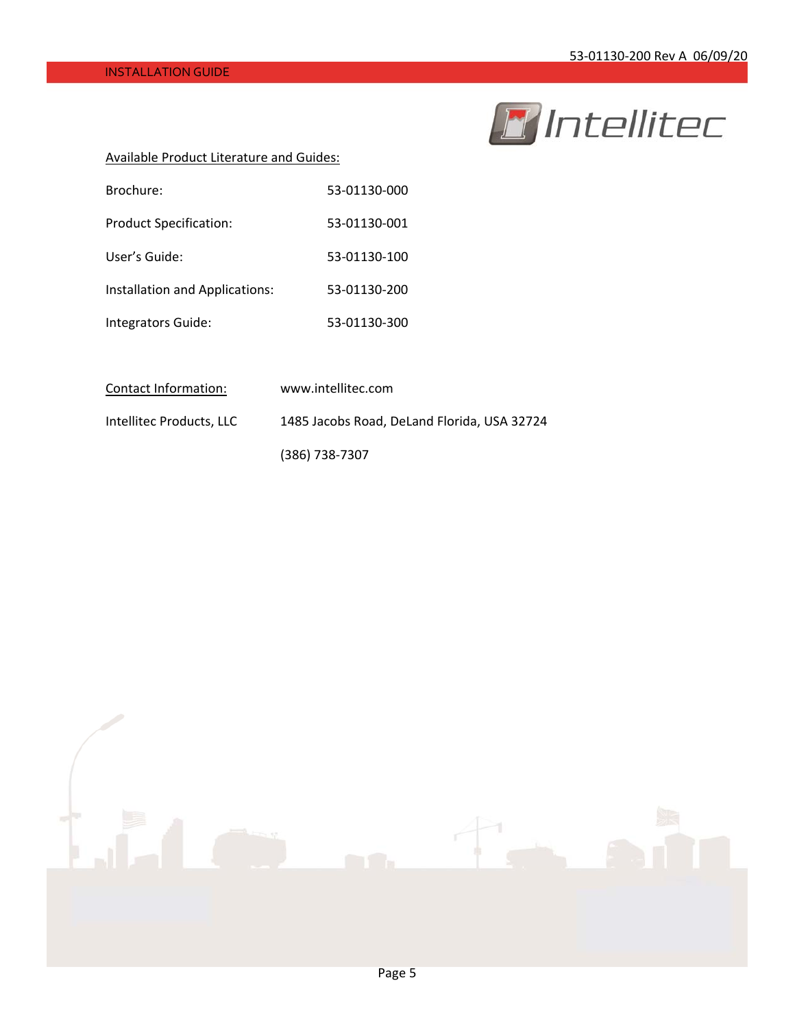Available Product Literature and Guides:

| | |
|---|---|
| Brochure: | 53-01130-000 |
| Product Specification: | 53-01130-001 |
| User's Guide: | 53-01130-100 |
| Installation and Applications: | 53-01130-200 |
| Integrators Guide: | 53-01130-300 |

| | |
|---|---|
| Contact Information: | www.intellitec.com |
| Intellitec Products, LLC | 1485 Jacobs Road, DeLand Florida, USA 32724 |
| | (386) 738-7307 |